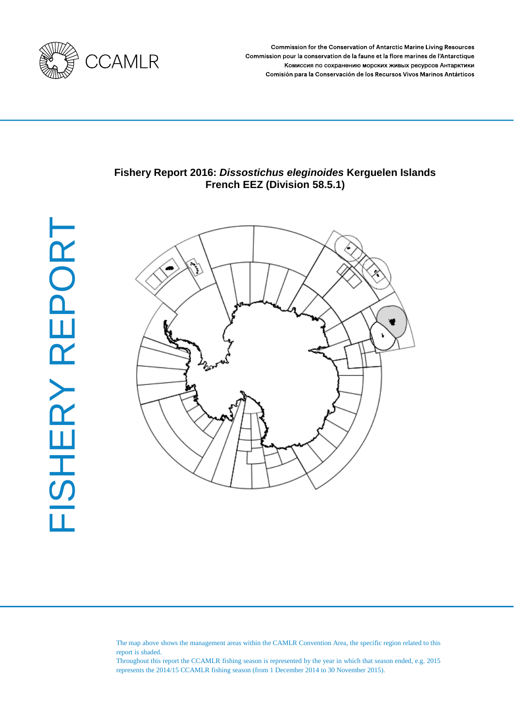CCAMLR

Commission for the Conservation of Antarctic Marine Living Resources
Commission pour la conservation de la faune et la flore marines de l'Antarctique
Комиссия по сохранению морских живых ресурсов Антарктики
Comisión para la Conservación de los Recursos Vivos Marinos Antárticos

FISHERY REPORT

# Fishery Report 2016: *Dissostichus eleginoides* Kerguelen Islands French EEZ (Division 58.5.1)

The map above shows the management areas within the CAMLR Convention Area, the specific region related to this report is shaded.
Throughout this report the CCAMLR fishing season is represented by the year in which that season ended, e.g. 2015 represents the 2014/15 CCAMLR fishing season (from 1 December 2014 to 30 November 2015).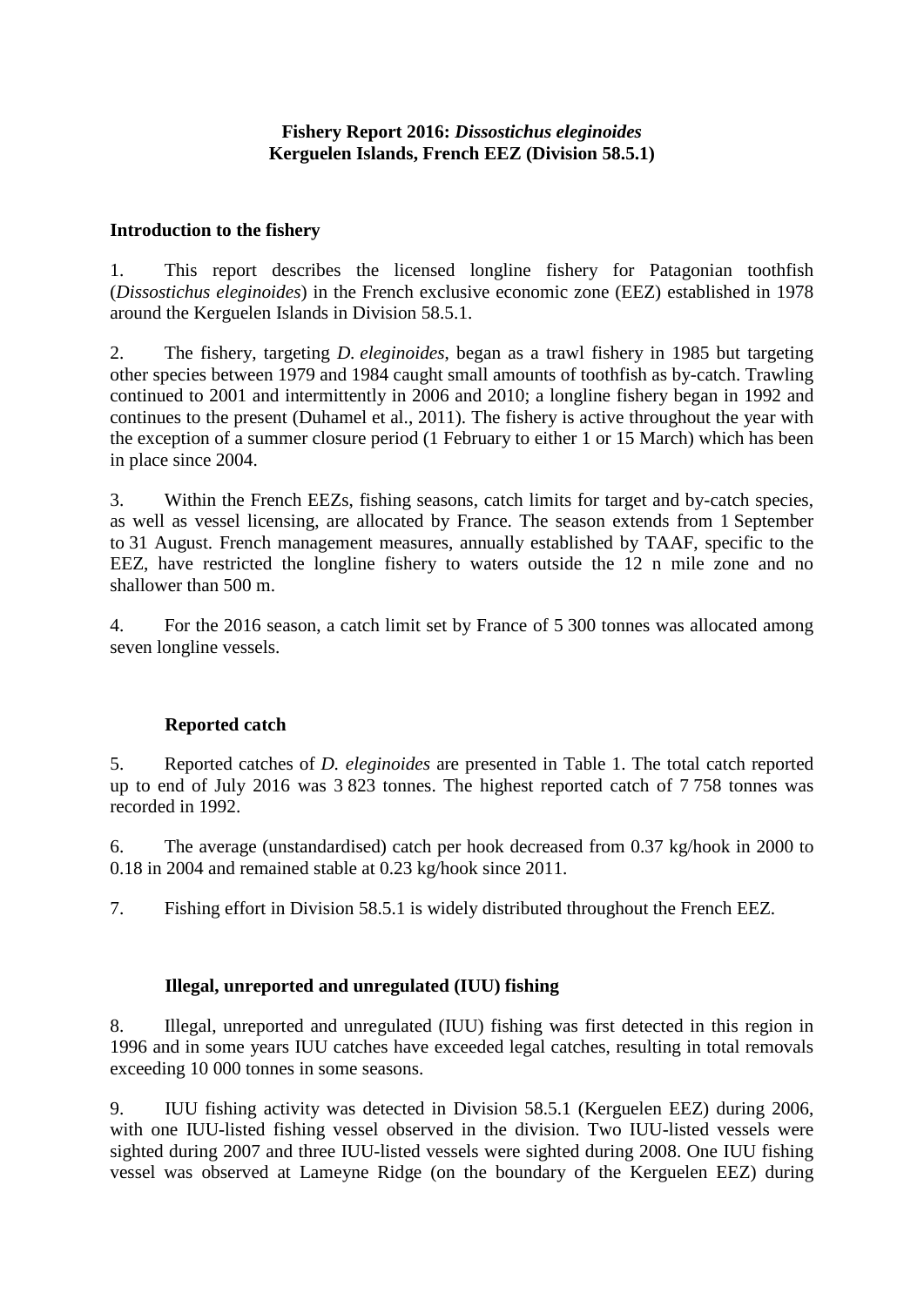**Fishery Report 2016: *Dissostichus eleginoides***
**Kerguelen Islands, French EEZ (Division 58.5.1)**

## Introduction to the fishery

1. This report describes the licensed longline fishery for Patagonian toothfish (*Dissostichus eleginoides*) in the French exclusive economic zone (EEZ) established in 1978 around the Kerguelen Islands in Division 58.5.1.

2. The fishery, targeting *D. eleginoides*, began as a trawl fishery in 1985 but targeting other species between 1979 and 1984 caught small amounts of toothfish as by-catch. Trawling continued to 2001 and intermittently in 2006 and 2010; a longline fishery began in 1992 and continues to the present (Duhamel et al., 2011). The fishery is active throughout the year with the exception of a summer closure period (1 February to either 1 or 15 March) which has been in place since 2004.

3. Within the French EEZs, fishing seasons, catch limits for target and by-catch species, as well as vessel licensing, are allocated by France. The season extends from 1 September to 31 August. French management measures, annually established by TAAF, specific to the EEZ, have restricted the longline fishery to waters outside the 12 n mile zone and no shallower than 500 m.

4. For the 2016 season, a catch limit set by France of 5 300 tonnes was allocated among seven longline vessels.

## Reported catch

5. Reported catches of *D. eleginoides* are presented in Table 1. The total catch reported up to end of July 2016 was 3 823 tonnes. The highest reported catch of 7 758 tonnes was recorded in 1992.

6. The average (unstandardised) catch per hook decreased from 0.37 kg/hook in 2000 to 0.18 in 2004 and remained stable at 0.23 kg/hook since 2011.

7. Fishing effort in Division 58.5.1 is widely distributed throughout the French EEZ.

## Illegal, unreported and unregulated (IUU) fishing

8. Illegal, unreported and unregulated (IUU) fishing was first detected in this region in 1996 and in some years IUU catches have exceeded legal catches, resulting in total removals exceeding 10 000 tonnes in some seasons.

9. IUU fishing activity was detected in Division 58.5.1 (Kerguelen EEZ) during 2006, with one IUU-listed fishing vessel observed in the division. Two IUU-listed vessels were sighted during 2007 and three IUU-listed vessels were sighted during 2008. One IUU fishing vessel was observed at Lameyne Ridge (on the boundary of the Kerguelen EEZ) during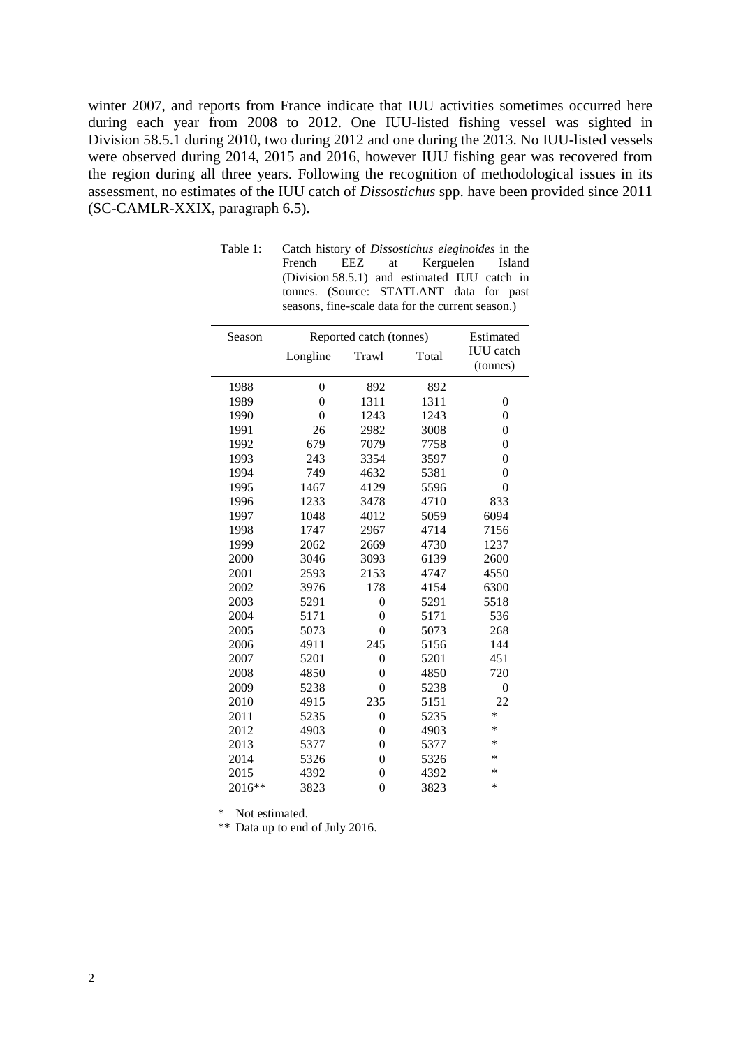winter 2007, and reports from France indicate that IUU activities sometimes occurred here during each year from 2008 to 2012. One IUU-listed fishing vessel was sighted in Division 58.5.1 during 2010, two during 2012 and one during the 2013. No IUU-listed vessels were observed during 2014, 2015 and 2016, however IUU fishing gear was recovered from the region during all three years. Following the recognition of methodological issues in its assessment, no estimates of the IUU catch of *Dissostichus* spp. have been provided since 2011 (SC-CAMLR-XXIX, paragraph 6.5).

Table 1: Catch history of *Dissostichus eleginoides* in the French EEZ at Kerguelen Island (Division 58.5.1) and estimated IUU catch in tonnes. (Source: STATLANT data for past seasons, fine-scale data for the current season.)

| Season | Reported catch (tonnes) | | | Estimated IUU catch (tonnes) |
|---|---|---|---|---|
| | Longline | Trawl | Total | |
| 1988 | 0 | 892 | 892 | |
| 1989 | 0 | 1311 | 1311 | 0 |
| 1990 | 0 | 1243 | 1243 | 0 |
| 1991 | 26 | 2982 | 3008 | 0 |
| 1992 | 679 | 7079 | 7758 | 0 |
| 1993 | 243 | 3354 | 3597 | 0 |
| 1994 | 749 | 4632 | 5381 | 0 |
| 1995 | 1467 | 4129 | 5596 | 0 |
| 1996 | 1233 | 3478 | 4710 | 833 |
| 1997 | 1048 | 4012 | 5059 | 6094 |
| 1998 | 1747 | 2967 | 4714 | 7156 |
| 1999 | 2062 | 2669 | 4730 | 1237 |
| 2000 | 3046 | 3093 | 6139 | 2600 |
| 2001 | 2593 | 2153 | 4747 | 4550 |
| 2002 | 3976 | 178 | 4154 | 6300 |
| 2003 | 5291 | 0 | 5291 | 5518 |
| 2004 | 5171 | 0 | 5171 | 536 |
| 2005 | 5073 | 0 | 5073 | 268 |
| 2006 | 4911 | 245 | 5156 | 144 |
| 2007 | 5201 | 0 | 5201 | 451 |
| 2008 | 4850 | 0 | 4850 | 720 |
| 2009 | 5238 | 0 | 5238 | 0 |
| 2010 | 4915 | 235 | 5151 | 22 |
| 2011 | 5235 | 0 | 5235 | * |
| 2012 | 4903 | 0 | 4903 | * |
| 2013 | 5377 | 0 | 5377 | * |
| 2014 | 5326 | 0 | 5326 | * |
| 2015 | 4392 | 0 | 4392 | * |
| 2016** | 3823 | 0 | 3823 | * |

\* Not estimated.

** Data up to end of July 2016.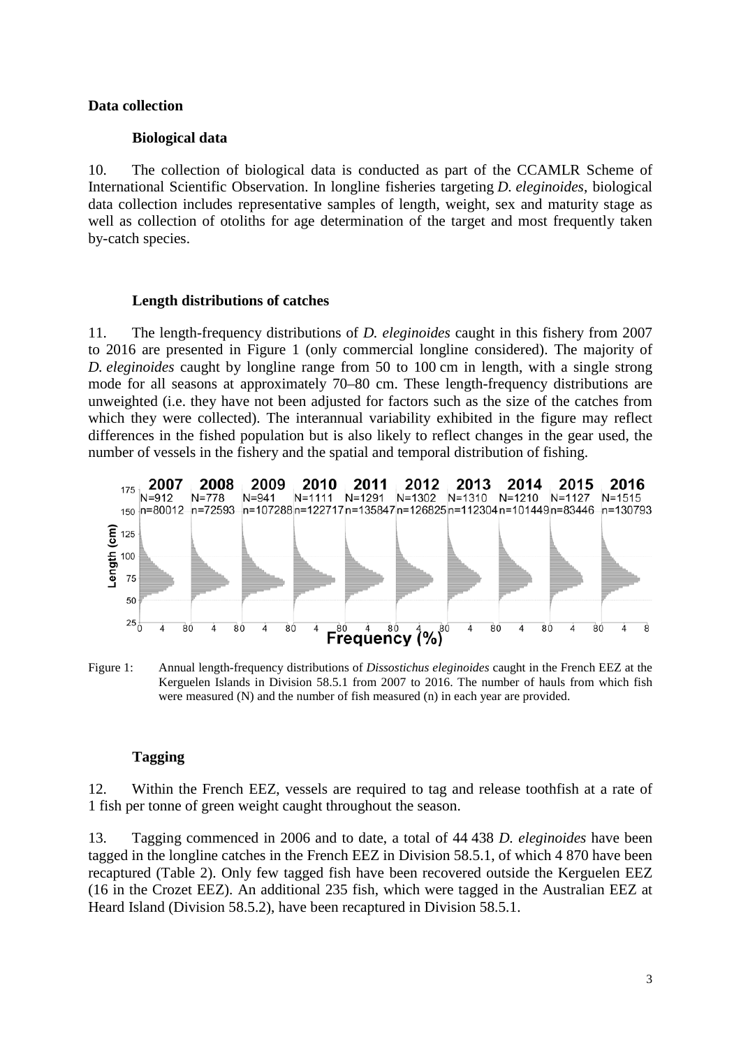## Data collection

### Biological data

10. The collection of biological data is conducted as part of the CCAMLR Scheme of International Scientific Observation. In longline fisheries targeting *D. eleginoides*, biological data collection includes representative samples of length, weight, sex and maturity stage as well as collection of otoliths for age determination of the target and most frequently taken by-catch species.

### Length distributions of catches

11. The length-frequency distributions of *D. eleginoides* caught in this fishery from 2007 to 2016 are presented in Figure 1 (only commercial longline considered). The majority of *D. eleginoides* caught by longline range from 50 to 100 cm in length, with a single strong mode for all seasons at approximately 70–80 cm. These length-frequency distributions are unweighted (i.e. they have not been adjusted for factors such as the size of the catches from which they were collected). The interannual variability exhibited in the figure may reflect differences in the fished population but is also likely to reflect changes in the gear used, the number of vessels in the fishery and the spatial and temporal distribution of fishing.

Figure 1: Annual length-frequency distributions of *Dissostichus eleginoides* caught in the French EEZ at the Kerguelen Islands in Division 58.5.1 from 2007 to 2016. The number of hauls from which fish were measured (N) and the number of fish measured (n) in each year are provided.

### Tagging

12. Within the French EEZ, vessels are required to tag and release toothfish at a rate of 1 fish per tonne of green weight caught throughout the season.

13. Tagging commenced in 2006 and to date, a total of 44 438 *D. eleginoides* have been tagged in the longline catches in the French EEZ in Division 58.5.1, of which 4 870 have been recaptured (Table 2). Only few tagged fish have been recovered outside the Kerguelen EEZ (16 in the Crozet EEZ). An additional 235 fish, which were tagged in the Australian EEZ at Heard Island (Division 58.5.2), have been recaptured in Division 58.5.1.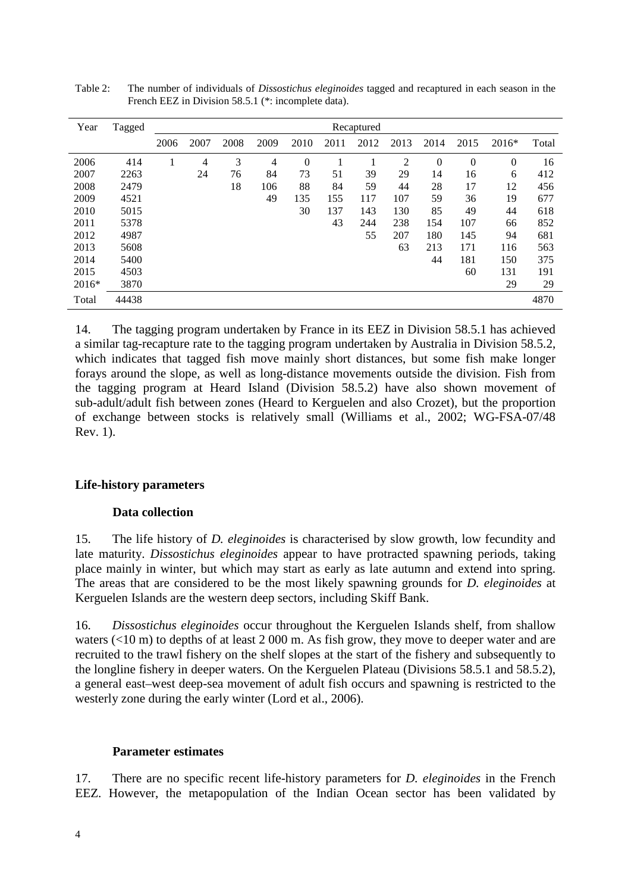Table 2: The number of individuals of *Dissostichus eleginoides* tagged and recaptured in each season in the French EEZ in Division 58.5.1 (*: incomplete data).

| Year | Tagged | Recaptured | | | | | | | | | | | |
|---|---|---|---|---|---|---|---|---|---|---|---|---|---|
| | | 2006 | 2007 | 2008 | 2009 | 2010 | 2011 | 2012 | 2013 | 2014 | 2015 | 2016* | Total |
| 2006 | 414 | 1 | 4 | 3 | 4 | 0 | 1 | 1 | 2 | 0 | 0 | 0 | 16 |
| 2007 | 2263 | | 24 | 76 | 84 | 73 | 51 | 39 | 29 | 14 | 16 | 6 | 412 |
| 2008 | 2479 | | | 18 | 106 | 88 | 84 | 59 | 44 | 28 | 17 | 12 | 456 |
| 2009 | 4521 | | | | 49 | 135 | 155 | 117 | 107 | 59 | 36 | 19 | 677 |
| 2010 | 5015 | | | | | 30 | 137 | 143 | 130 | 85 | 49 | 44 | 618 |
| 2011 | 5378 | | | | | | 43 | 244 | 238 | 154 | 107 | 66 | 852 |
| 2012 | 4987 | | | | | | | 55 | 207 | 180 | 145 | 94 | 681 |
| 2013 | 5608 | | | | | | | | 63 | 213 | 171 | 116 | 563 |
| 2014 | 5400 | | | | | | | | | 44 | 181 | 150 | 375 |
| 2015 | 4503 | | | | | | | | | | 60 | 131 | 191 |
| 2016* | 3870 | | | | | | | | | | | 29 | 29 |
| Total | 44438 | | | | | | | | | | | | 4870 |

14. The tagging program undertaken by France in its EEZ in Division 58.5.1 has achieved a similar tag-recapture rate to the tagging program undertaken by Australia in Division 58.5.2, which indicates that tagged fish move mainly short distances, but some fish make longer forays around the slope, as well as long-distance movements outside the division. Fish from the tagging program at Heard Island (Division 58.5.2) have also shown movement of sub-adult/adult fish between zones (Heard to Kerguelen and also Crozet), but the proportion of exchange between stocks is relatively small (Williams et al., 2002; WG-FSA-07/48 Rev. 1).

## Life-history parameters

### Data collection

15. The life history of *D. eleginoides* is characterised by slow growth, low fecundity and late maturity. *Dissostichus eleginoides* appear to have protracted spawning periods, taking place mainly in winter, but which may start as early as late autumn and extend into spring. The areas that are considered to be the most likely spawning grounds for *D. eleginoides* at Kerguelen Islands are the western deep sectors, including Skiff Bank.

16. *Dissostichus eleginoides* occur throughout the Kerguelen Islands shelf, from shallow waters (<10 m) to depths of at least 2 000 m. As fish grow, they move to deeper water and are recruited to the trawl fishery on the shelf slopes at the start of the fishery and subsequently to the longline fishery in deeper waters. On the Kerguelen Plateau (Divisions 58.5.1 and 58.5.2), a general east–west deep-sea movement of adult fish occurs and spawning is restricted to the westerly zone during the early winter (Lord et al., 2006).

### Parameter estimates

17. There are no specific recent life-history parameters for *D. eleginoides* in the French EEZ. However, the metapopulation of the Indian Ocean sector has been validated by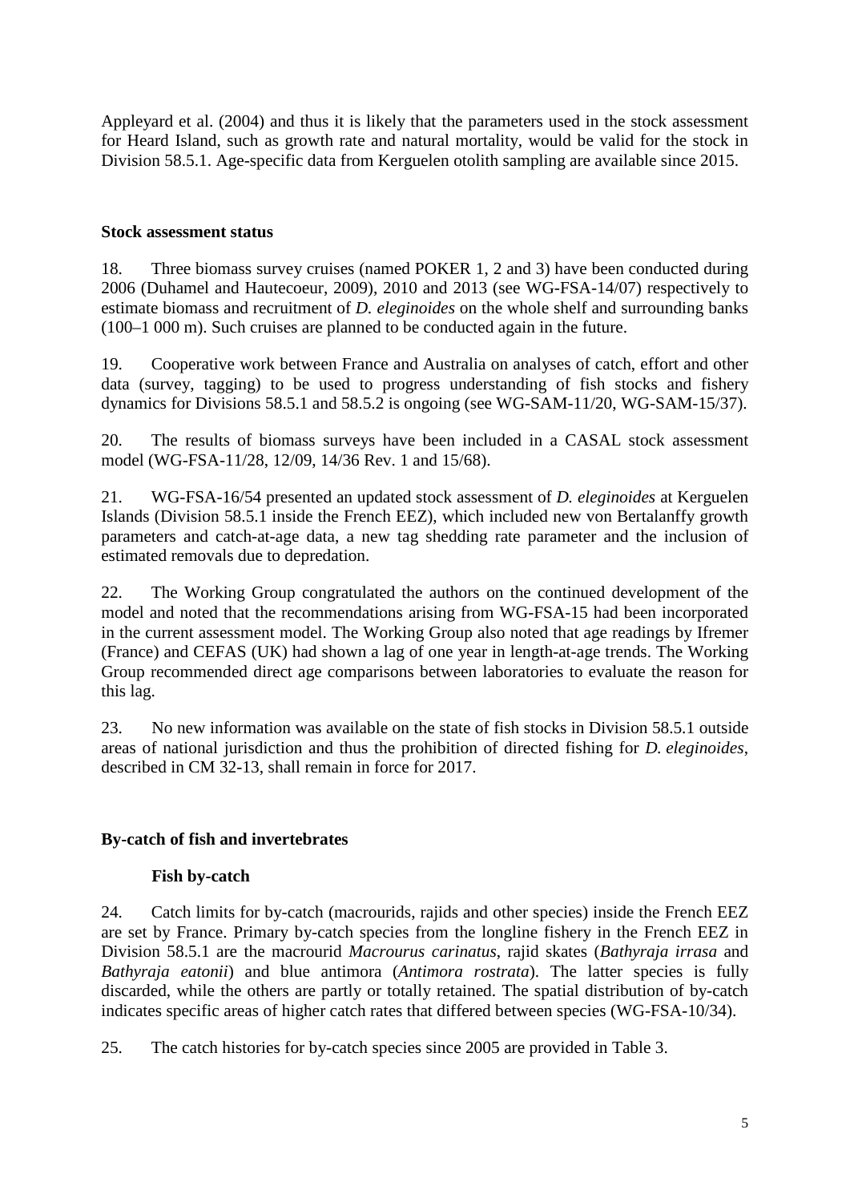Appleyard et al. (2004) and thus it is likely that the parameters used in the stock assessment for Heard Island, such as growth rate and natural mortality, would be valid for the stock in Division 58.5.1. Age-specific data from Kerguelen otolith sampling are available since 2015.

## Stock assessment status

18. Three biomass survey cruises (named POKER 1, 2 and 3) have been conducted during 2006 (Duhamel and Hautecoeur, 2009), 2010 and 2013 (see WG-FSA-14/07) respectively to estimate biomass and recruitment of *D. eleginoides* on the whole shelf and surrounding banks (100–1 000 m). Such cruises are planned to be conducted again in the future.

19. Cooperative work between France and Australia on analyses of catch, effort and other data (survey, tagging) to be used to progress understanding of fish stocks and fishery dynamics for Divisions 58.5.1 and 58.5.2 is ongoing (see WG-SAM-11/20, WG-SAM-15/37).

20. The results of biomass surveys have been included in a CASAL stock assessment model (WG-FSA-11/28, 12/09, 14/36 Rev. 1 and 15/68).

21. WG-FSA-16/54 presented an updated stock assessment of *D. eleginoides* at Kerguelen Islands (Division 58.5.1 inside the French EEZ), which included new von Bertalanffy growth parameters and catch-at-age data, a new tag shedding rate parameter and the inclusion of estimated removals due to depredation.

22. The Working Group congratulated the authors on the continued development of the model and noted that the recommendations arising from WG-FSA-15 had been incorporated in the current assessment model. The Working Group also noted that age readings by Ifremer (France) and CEFAS (UK) had shown a lag of one year in length-at-age trends. The Working Group recommended direct age comparisons between laboratories to evaluate the reason for this lag.

23. No new information was available on the state of fish stocks in Division 58.5.1 outside areas of national jurisdiction and thus the prohibition of directed fishing for *D. eleginoides*, described in CM 32-13, shall remain in force for 2017.

## By-catch of fish and invertebrates

### Fish by-catch

24. Catch limits for by-catch (macrourids, rajids and other species) inside the French EEZ are set by France. Primary by-catch species from the longline fishery in the French EEZ in Division 58.5.1 are the macrourid *Macrourus carinatus*, rajid skates (*Bathyraja irrasa* and *Bathyraja eatonii*) and blue antimora (*Antimora rostrata*). The latter species is fully discarded, while the others are partly or totally retained. The spatial distribution of by-catch indicates specific areas of higher catch rates that differed between species (WG-FSA-10/34).

25. The catch histories for by-catch species since 2005 are provided in Table 3.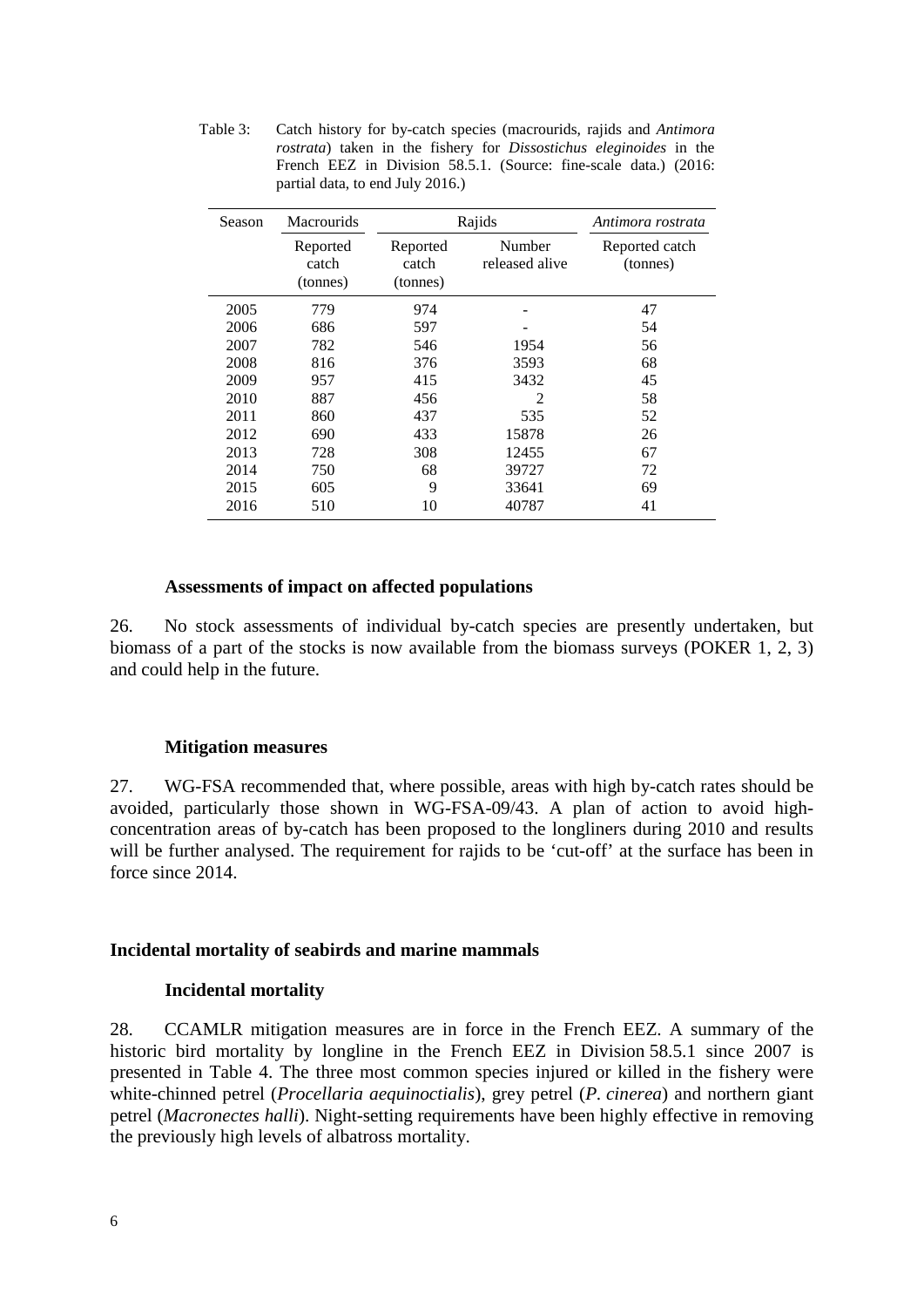Table 3: Catch history for by-catch species (macrourids, rajids and *Antimora rostrata*) taken in the fishery for *Dissostichus eleginoides* in the French EEZ in Division 58.5.1. (Source: fine-scale data.) (2016: partial data, to end July 2016.)

| Season | Macrourids | Rajids | | *Antimora rostrata* |
|---|---|---|---|---|
| | Reported catch (tonnes) | Reported catch (tonnes) | Number released alive | Reported catch (tonnes) |
| 2005 | 779 | 974 | - | 47 |
| 2006 | 686 | 597 | - | 54 |
| 2007 | 782 | 546 | 1954 | 56 |
| 2008 | 816 | 376 | 3593 | 68 |
| 2009 | 957 | 415 | 3432 | 45 |
| 2010 | 887 | 456 | 2 | 58 |
| 2011 | 860 | 437 | 535 | 52 |
| 2012 | 690 | 433 | 15878 | 26 |
| 2013 | 728 | 308 | 12455 | 67 |
| 2014 | 750 | 68 | 39727 | 72 |
| 2015 | 605 | 9 | 33641 | 69 |
| 2016 | 510 | 10 | 40787 | 41 |

### Assessments of impact on affected populations

26. No stock assessments of individual by-catch species are presently undertaken, but biomass of a part of the stocks is now available from the biomass surveys (POKER 1, 2, 3) and could help in the future.

### Mitigation measures

27. WG-FSA recommended that, where possible, areas with high by-catch rates should be avoided, particularly those shown in WG-FSA-09/43. A plan of action to avoid high-concentration areas of by-catch has been proposed to the longliners during 2010 and results will be further analysed. The requirement for rajids to be 'cut-off' at the surface has been in force since 2014.

## Incidental mortality of seabirds and marine mammals

### Incidental mortality

28. CCAMLR mitigation measures are in force in the French EEZ. A summary of the historic bird mortality by longline in the French EEZ in Division 58.5.1 since 2007 is presented in Table 4. The three most common species injured or killed in the fishery were white-chinned petrel (*Procellaria aequinoctialis*), grey petrel (*P. cinerea*) and northern giant petrel (*Macronectes halli*). Night-setting requirements have been highly effective in removing the previously high levels of albatross mortality.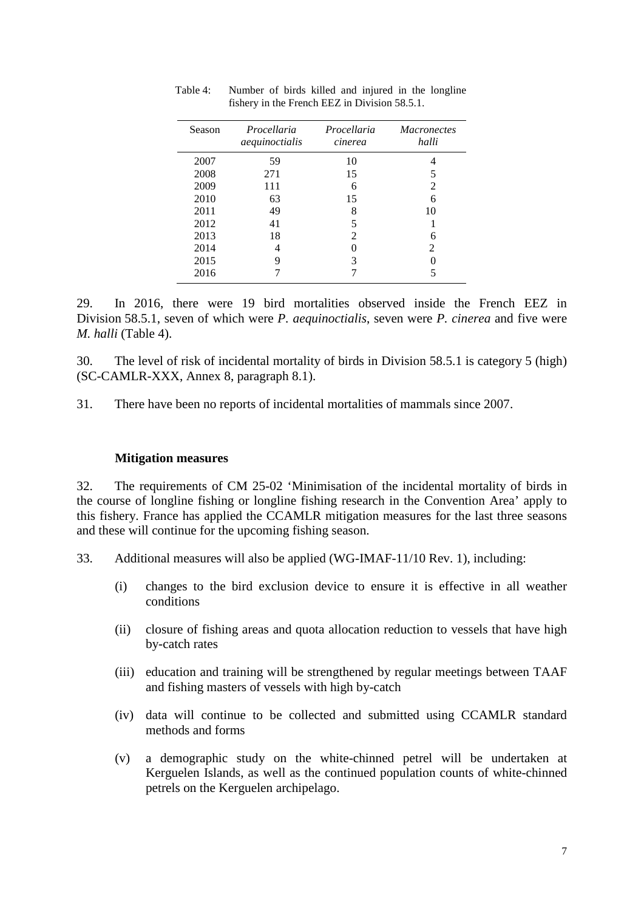Table 4: Number of birds killed and injured in the longline fishery in the French EEZ in Division 58.5.1.

| Season | *Procellaria aequinoctialis* | *Procellaria cinerea* | *Macronectes halli* |
|---|---|---|---|
| 2007 | 59 | 10 | 4 |
| 2008 | 271 | 15 | 5 |
| 2009 | 111 | 6 | 2 |
| 2010 | 63 | 15 | 6 |
| 2011 | 49 | 8 | 10 |
| 2012 | 41 | 5 | 1 |
| 2013 | 18 | 2 | 6 |
| 2014 | 4 | 0 | 2 |
| 2015 | 9 | 3 | 0 |
| 2016 | 7 | 7 | 5 |

29. In 2016, there were 19 bird mortalities observed inside the French EEZ in Division 58.5.1, seven of which were *P. aequinoctialis*, seven were *P. cinerea* and five were *M. halli* (Table 4).

30. The level of risk of incidental mortality of birds in Division 58.5.1 is category 5 (high) (SC-CAMLR-XXX, Annex 8, paragraph 8.1).

31. There have been no reports of incidental mortalities of mammals since 2007.

### Mitigation measures

32. The requirements of CM 25-02 'Minimisation of the incidental mortality of birds in the course of longline fishing or longline fishing research in the Convention Area' apply to this fishery. France has applied the CCAMLR mitigation measures for the last three seasons and these will continue for the upcoming fishing season.

33. Additional measures will also be applied (WG-IMAF-11/10 Rev. 1), including:

(i) changes to the bird exclusion device to ensure it is effective in all weather conditions

(ii) closure of fishing areas and quota allocation reduction to vessels that have high by-catch rates

(iii) education and training will be strengthened by regular meetings between TAAF and fishing masters of vessels with high by-catch

(iv) data will continue to be collected and submitted using CCAMLR standard methods and forms

(v) a demographic study on the white-chinned petrel will be undertaken at Kerguelen Islands, as well as the continued population counts of white-chinned petrels on the Kerguelen archipelago.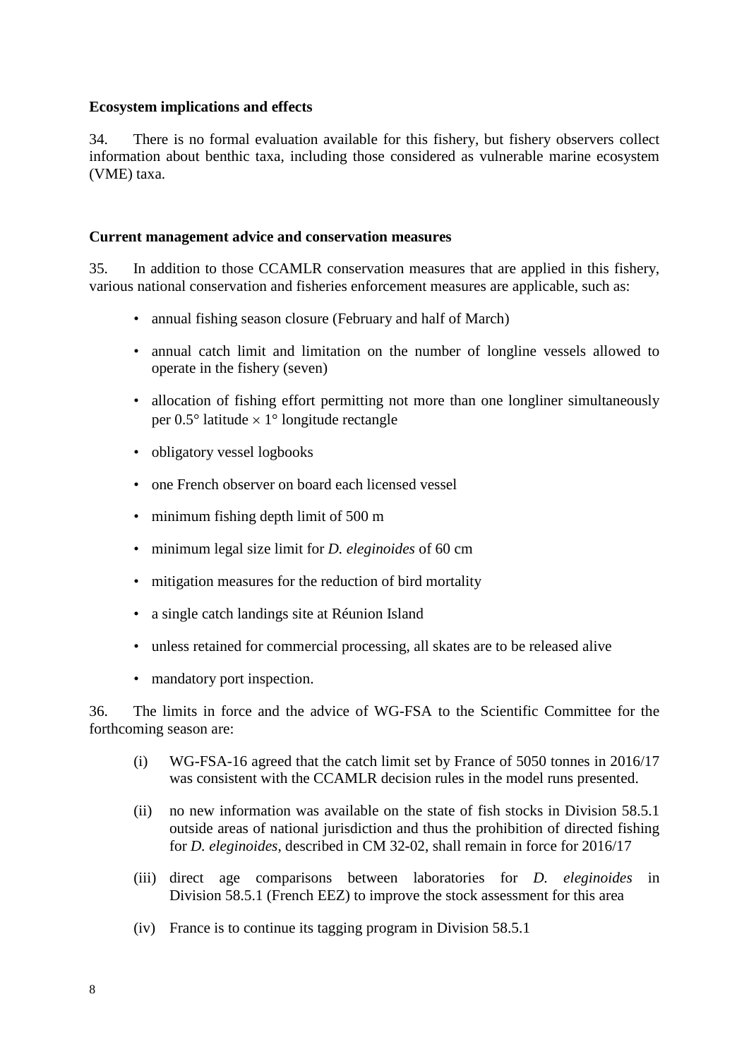### Ecosystem implications and effects

34. There is no formal evaluation available for this fishery, but fishery observers collect information about benthic taxa, including those considered as vulnerable marine ecosystem (VME) taxa.

### Current management advice and conservation measures

35. In addition to those CCAMLR conservation measures that are applied in this fishery, various national conservation and fisheries enforcement measures are applicable, such as:

- annual fishing season closure (February and half of March)
- annual catch limit and limitation on the number of longline vessels allowed to operate in the fishery (seven)
- allocation of fishing effort permitting not more than one longliner simultaneously per 0.5° latitude × 1° longitude rectangle
- obligatory vessel logbooks
- one French observer on board each licensed vessel
- minimum fishing depth limit of 500 m
- minimum legal size limit for *D. eleginoides* of 60 cm
- mitigation measures for the reduction of bird mortality
- a single catch landings site at Réunion Island
- unless retained for commercial processing, all skates are to be released alive
- mandatory port inspection.

36. The limits in force and the advice of WG-FSA to the Scientific Committee for the forthcoming season are:

(i) WG-FSA-16 agreed that the catch limit set by France of 5050 tonnes in 2016/17 was consistent with the CCAMLR decision rules in the model runs presented.

(ii) no new information was available on the state of fish stocks in Division 58.5.1 outside areas of national jurisdiction and thus the prohibition of directed fishing for *D. eleginoides*, described in CM 32-02, shall remain in force for 2016/17

(iii) direct age comparisons between laboratories for *D. eleginoides* in Division 58.5.1 (French EEZ) to improve the stock assessment for this area

(iv) France is to continue its tagging program in Division 58.5.1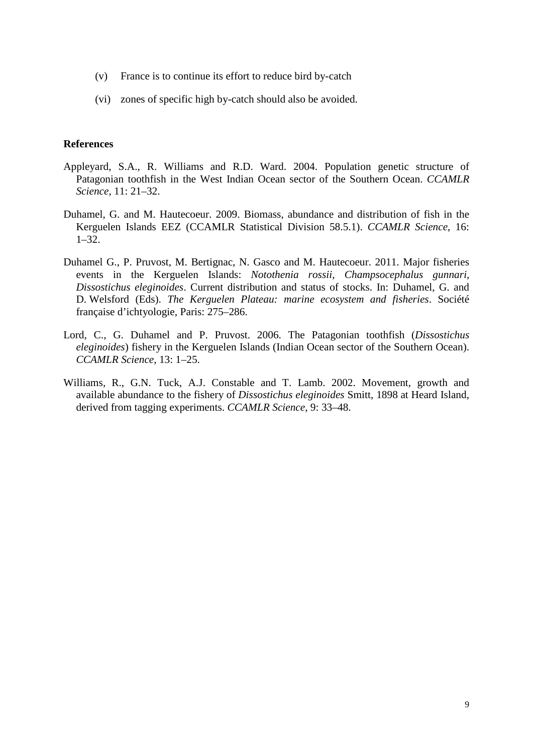(v) France is to continue its effort to reduce bird by-catch

(vi) zones of specific high by-catch should also be avoided.

**References**

Appleyard, S.A., R. Williams and R.D. Ward. 2004. Population genetic structure of Patagonian toothfish in the West Indian Ocean sector of the Southern Ocean. *CCAMLR Science*, 11: 21–32.

Duhamel, G. and M. Hautecoeur. 2009. Biomass, abundance and distribution of fish in the Kerguelen Islands EEZ (CCAMLR Statistical Division 58.5.1). *CCAMLR Science*, 16: 1–32.

Duhamel G., P. Pruvost, M. Bertignac, N. Gasco and M. Hautecoeur. 2011. Major fisheries events in the Kerguelen Islands: *Notothenia rossii*, *Champsocephalus gunnari*, *Dissostichus eleginoides*. Current distribution and status of stocks. In: Duhamel, G. and D. Welsford (Eds). *The Kerguelen Plateau: marine ecosystem and fisheries*. Société française d'ichtyologie, Paris: 275–286.

Lord, C., G. Duhamel and P. Pruvost. 2006. The Patagonian toothfish (*Dissostichus eleginoides*) fishery in the Kerguelen Islands (Indian Ocean sector of the Southern Ocean). *CCAMLR Science*, 13: 1–25.

Williams, R., G.N. Tuck, A.J. Constable and T. Lamb. 2002. Movement, growth and available abundance to the fishery of *Dissostichus eleginoides* Smitt, 1898 at Heard Island, derived from tagging experiments. *CCAMLR Science*, 9: 33–48.